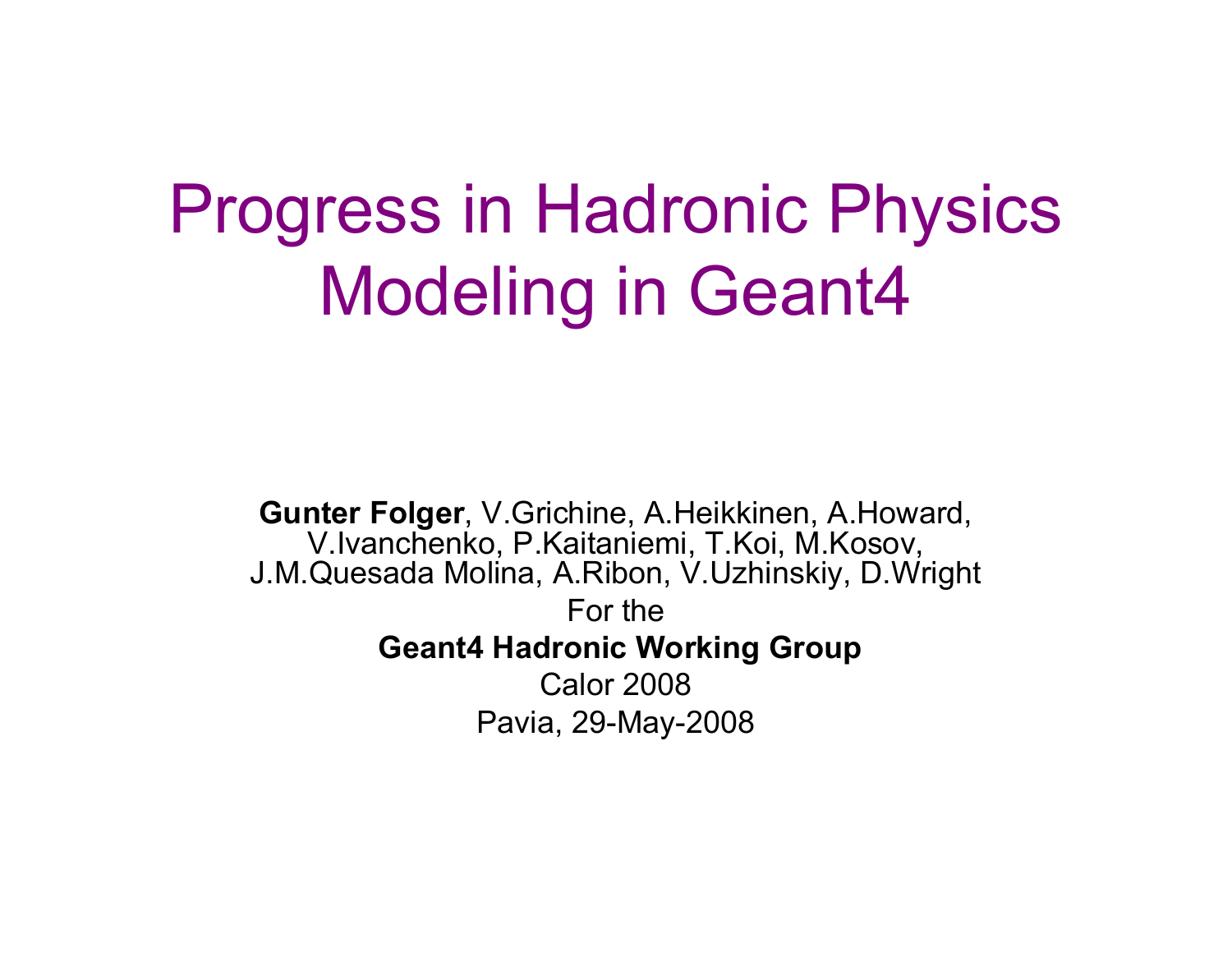# Progress in Hadronic Physics Modeling in Geant4

**Gunter Folger**, V.Grichine, A.Heikkinen, A.Howard, V.Ivanchenko, P.Kaitaniemi, T.Koi, M.Kosov, J.M.Quesada Molina, A.Ribon, V.Uzhinskiy, D.Wright

For the

**Geant4 Hadronic Working Group**

Calor 2008

Pavia, 29-May-2008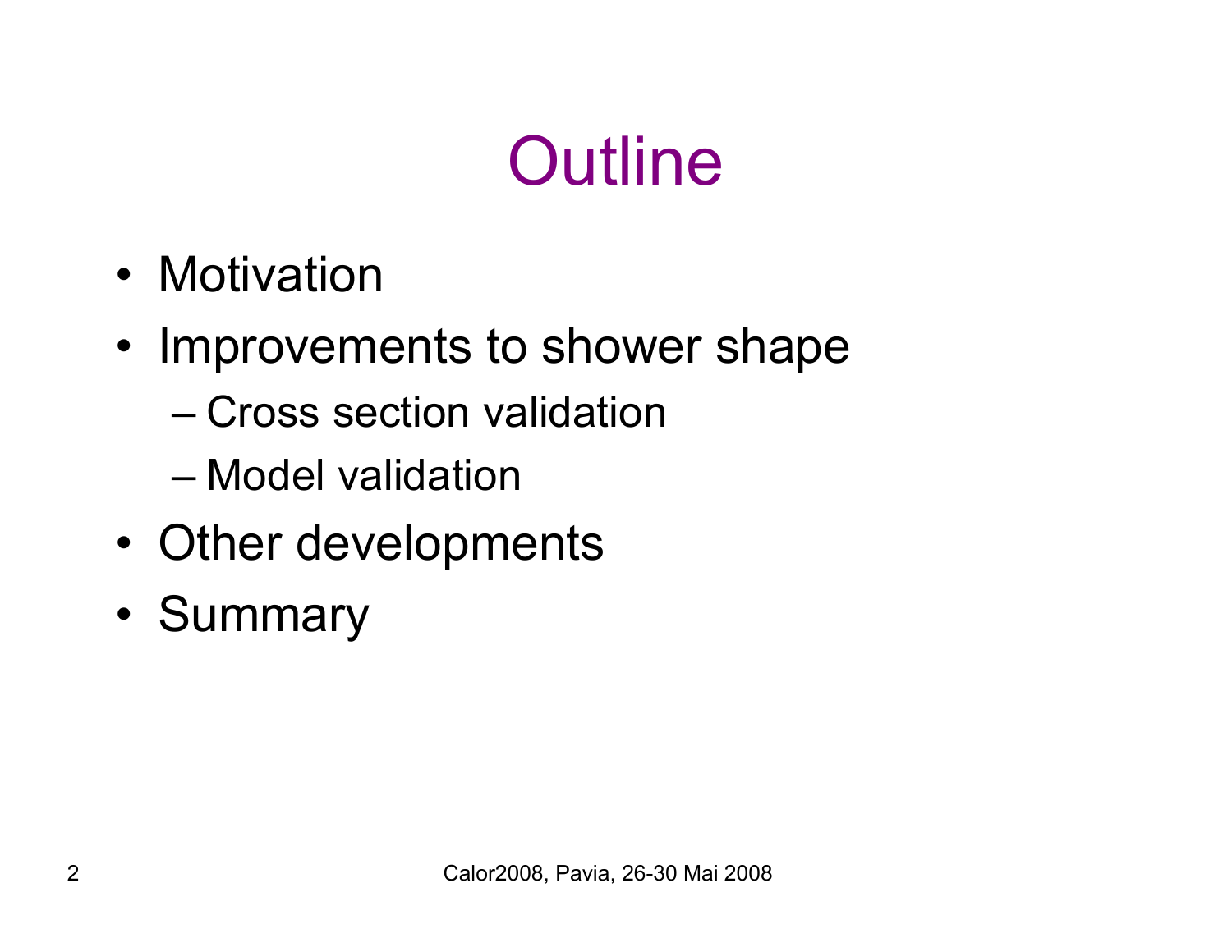# Outline

- Motivation
- Improvements to shower shape
  - Cross section validation
  - Model validation
- Other developments
- Summary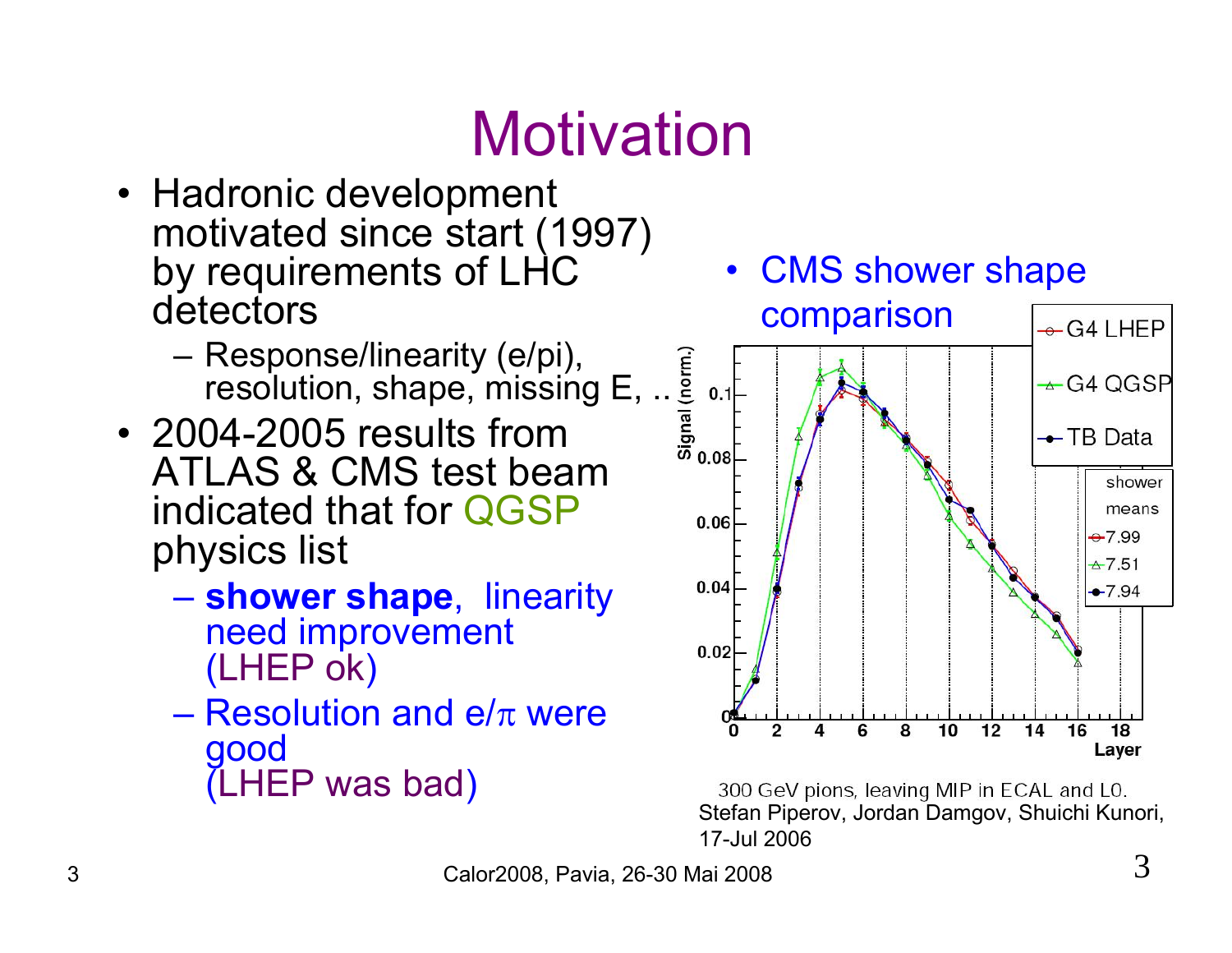# Motivation

- Hadronic development motivated since start (1997) by requirements of LHC detectors
  - Response/linearity (e/pi), resolution, shape, missing E, ..
- 2004-2005 results from ATLAS & CMS test beam indicated that for QGSP physics list
  - **shower shape**, linearity need improvement (LHEP ok)
  - Resolution and e/$\pi$ were good (LHEP was bad)

- CMS shower shape comparison

300 GeV pions, leaving MIP in ECAL and L0.
Stefan Piperov, Jordan Damgov, Shuichi Kunori, 17-Jul 2006

Calor2008, Pavia, 26-30 Mai 2008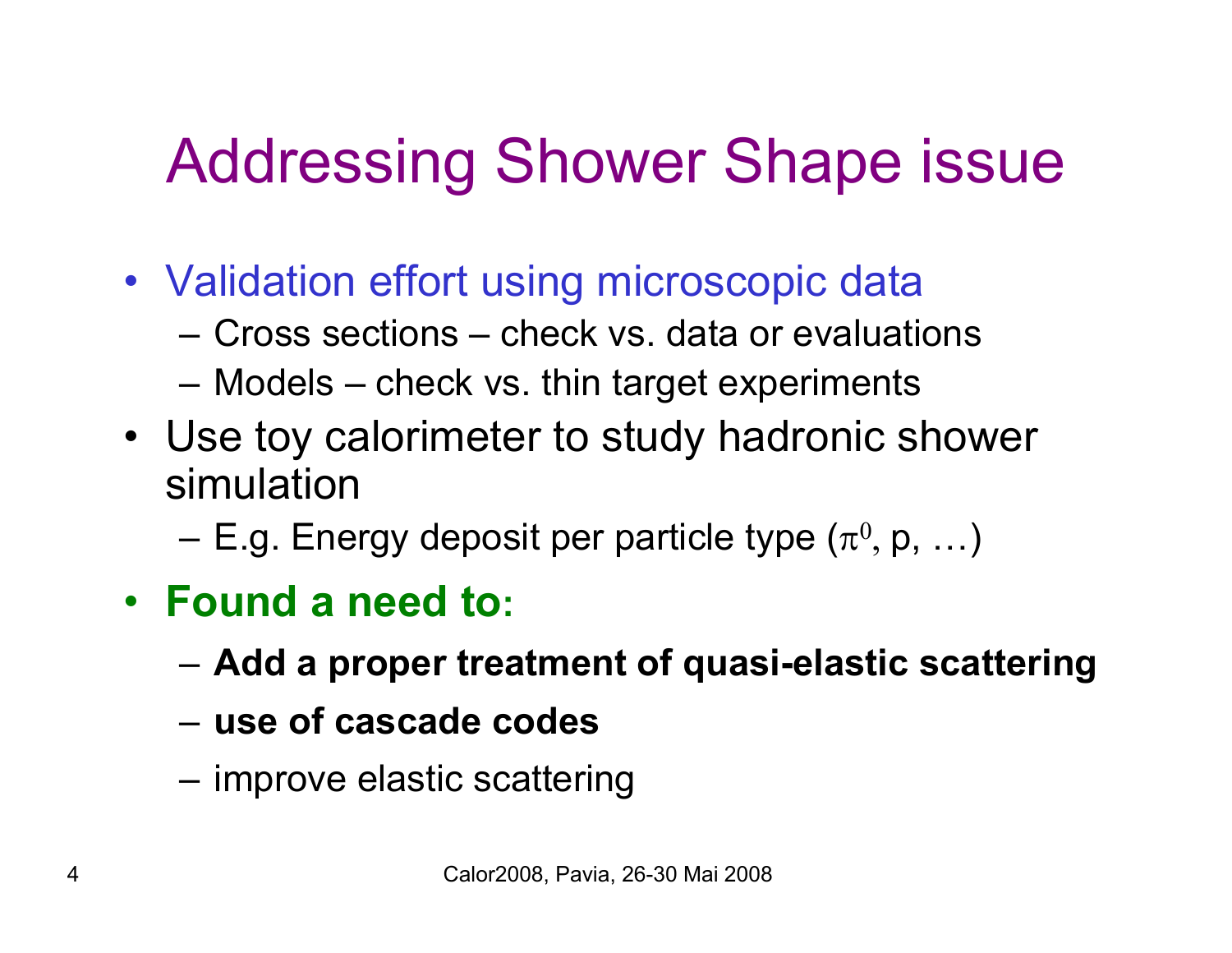# Addressing Shower Shape issue

- Validation effort using microscopic data
  - Cross sections – check vs. data or evaluations
  - Models – check vs. thin target experiments
- Use toy calorimeter to study hadronic shower simulation
  - E.g. Energy deposit per particle type ($\pi^0$, p, …)
- **Found a need to:**
  - **Add a proper treatment of quasi-elastic scattering**
  - **use of cascade codes**
  - improve elastic scattering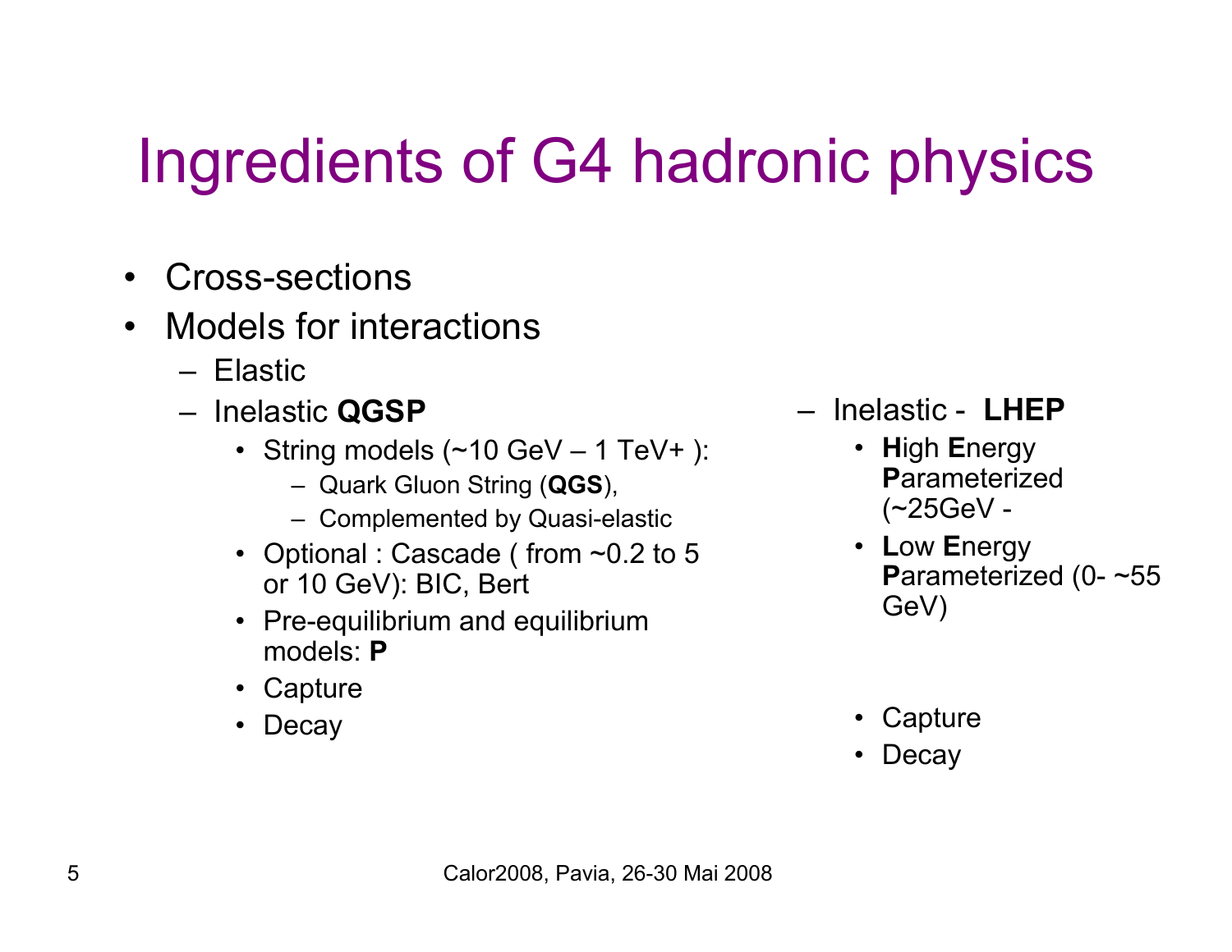# Ingredients of G4 hadronic physics

- Cross-sections
- Models for interactions
  - Elastic
  - Inelastic **QGSP**
    - String models (~10 GeV – 1 TeV+ ):
      - Quark Gluon String (**QGS**),
      - Complemented by Quasi-elastic
    - Optional : Cascade ( from ~0.2 to 5 or 10 GeV): BIC, Bert
    - Pre-equilibrium and equilibrium models: **P**
    - Capture
    - Decay
  - Inelastic - **LHEP**
    - **H**igh **E**nergy **P**arameterized (~25GeV -
    - **L**ow **E**nergy **P**arameterized (0- ~55 GeV)
    - Capture
    - Decay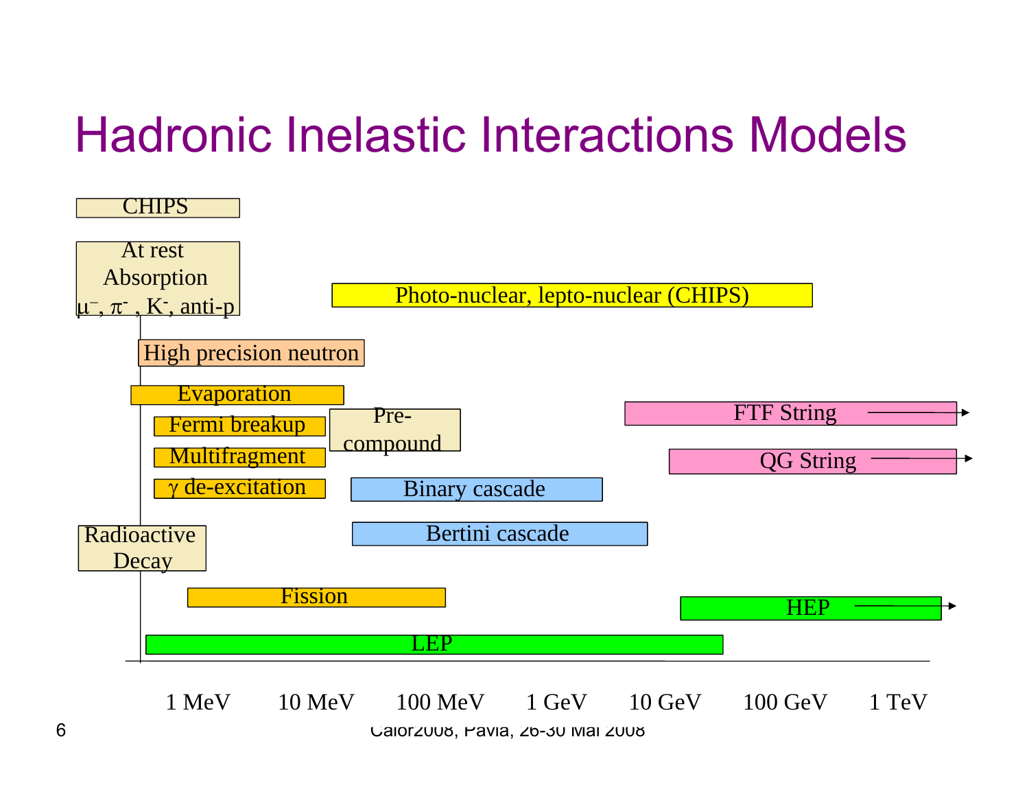# Hadronic Inelastic Interactions Models

CHIPS

At rest Absorption $\mu^-$, $\pi^-$, $K^-$, anti-p

Photo-nuclear, lepto-nuclear (CHIPS)

High precision neutron

Evaporation

Fermi breakup

Multifragment

$\gamma$ de-excitation

Pre-compound

Binary cascade

Bertini cascade

FTF String

QG String

Radioactive Decay

Fission

HEP

LEP

1 MeV | 10 MeV | 100 MeV | 1 GeV | 10 GeV | 100 GeV | 1 TeV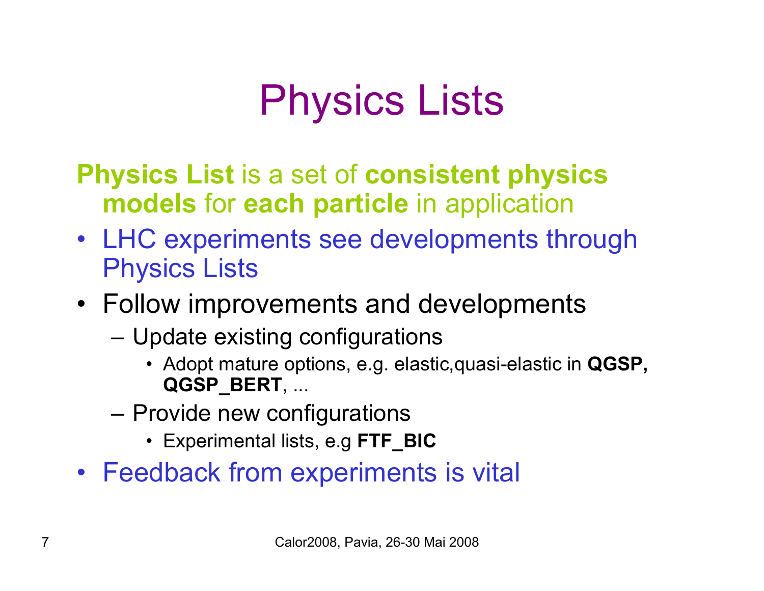# Physics Lists

**Physics List** is a set of **consistent physics models** for **each particle** in application

- LHC experiments see developments through Physics Lists
- Follow improvements and developments
  - Update existing configurations
    - Adopt mature options, e.g. elastic,quasi-elastic in **QGSP, QGSP_BERT**, ...
  - Provide new configurations
    - Experimental lists, e.g **FTF_BIC**
- Feedback from experiments is vital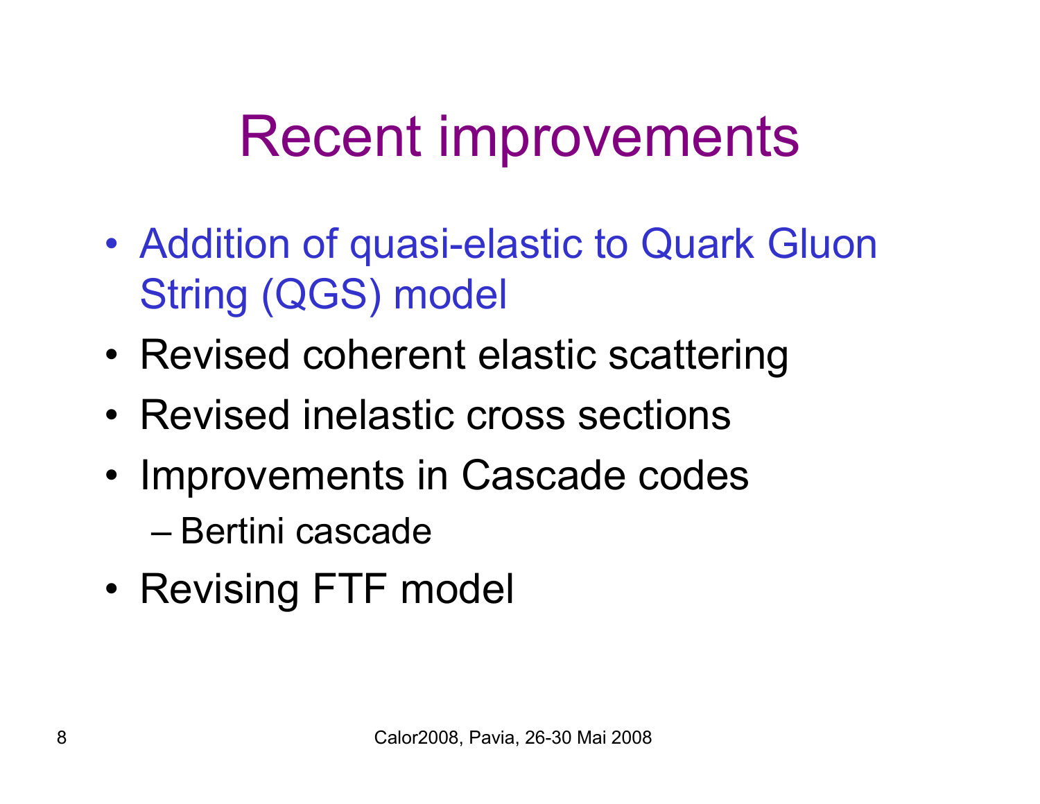# Recent improvements

- Addition of quasi-elastic to Quark Gluon String (QGS) model
- Revised coherent elastic scattering
- Revised inelastic cross sections
- Improvements in Cascade codes
  - Bertini cascade
- Revising FTF model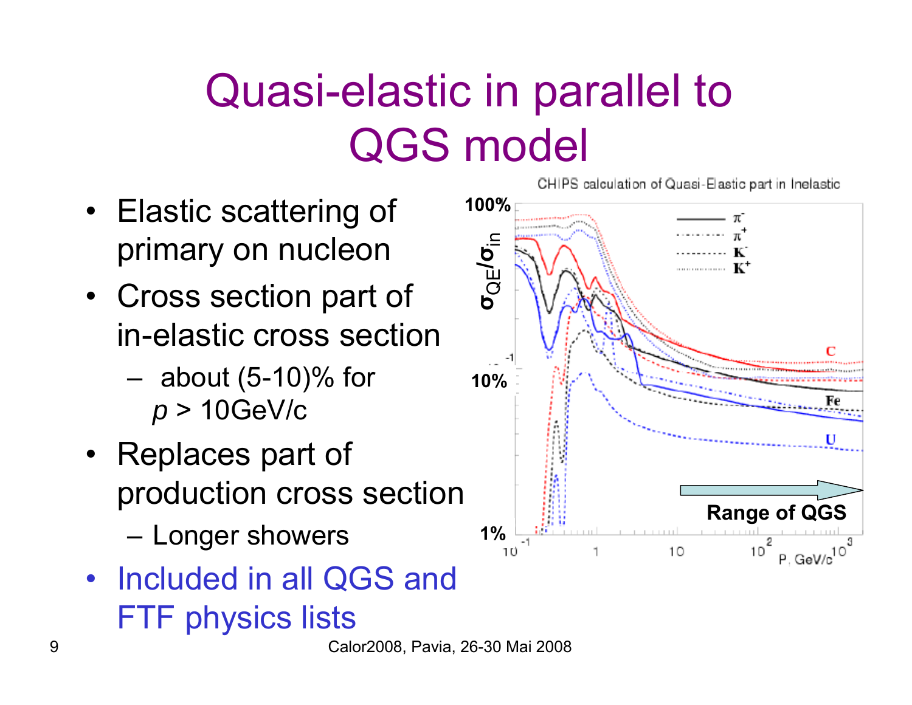# Quasi-elastic in parallel to QGS model

- Elastic scattering of primary on nucleon
- Cross section part of in-elastic cross section
  - about (5-10)% for $p > 10$GeV/c
- Replaces part of production cross section
  - Longer showers
- Included in all QGS and FTF physics lists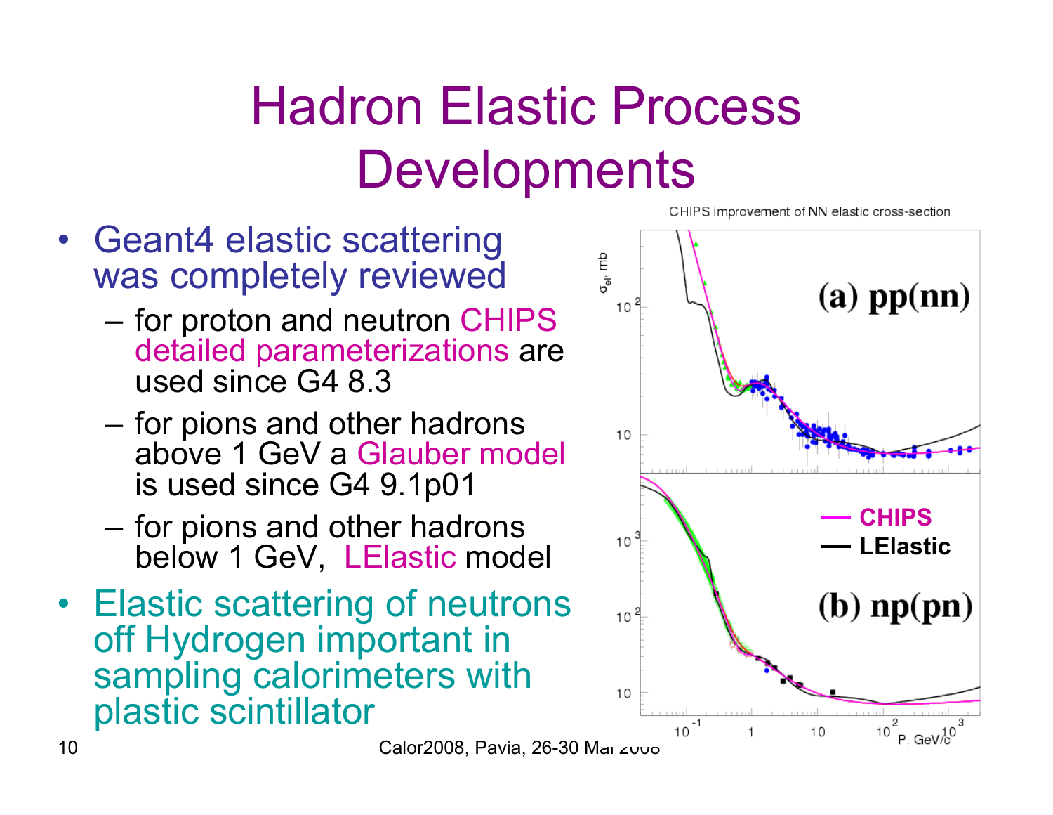# Hadron Elastic Process Developments

- Geant4 elastic scattering was completely reviewed
  - for proton and neutron CHIPS detailed parameterizations are used since G4 8.3
  - for pions and other hadrons above 1 GeV a Glauber model is used since G4 9.1p01
  - for pions and other hadrons below 1 GeV, LElastic model
- Elastic scattering of neutrons off Hydrogen important in sampling calorimeters with plastic scintillator

CHIPS improvement of NN elastic cross-section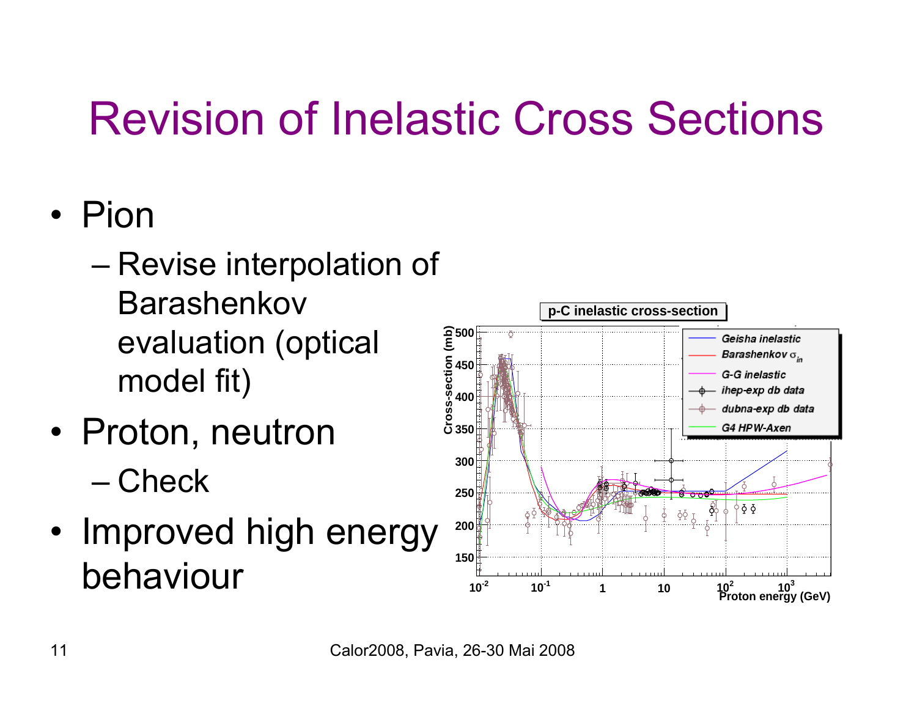# Revision of Inelastic Cross Sections

- Pion
  - Revise interpolation of Barashenkov evaluation (optical model fit)
- Proton, neutron
  - Check
- Improved high energy behaviour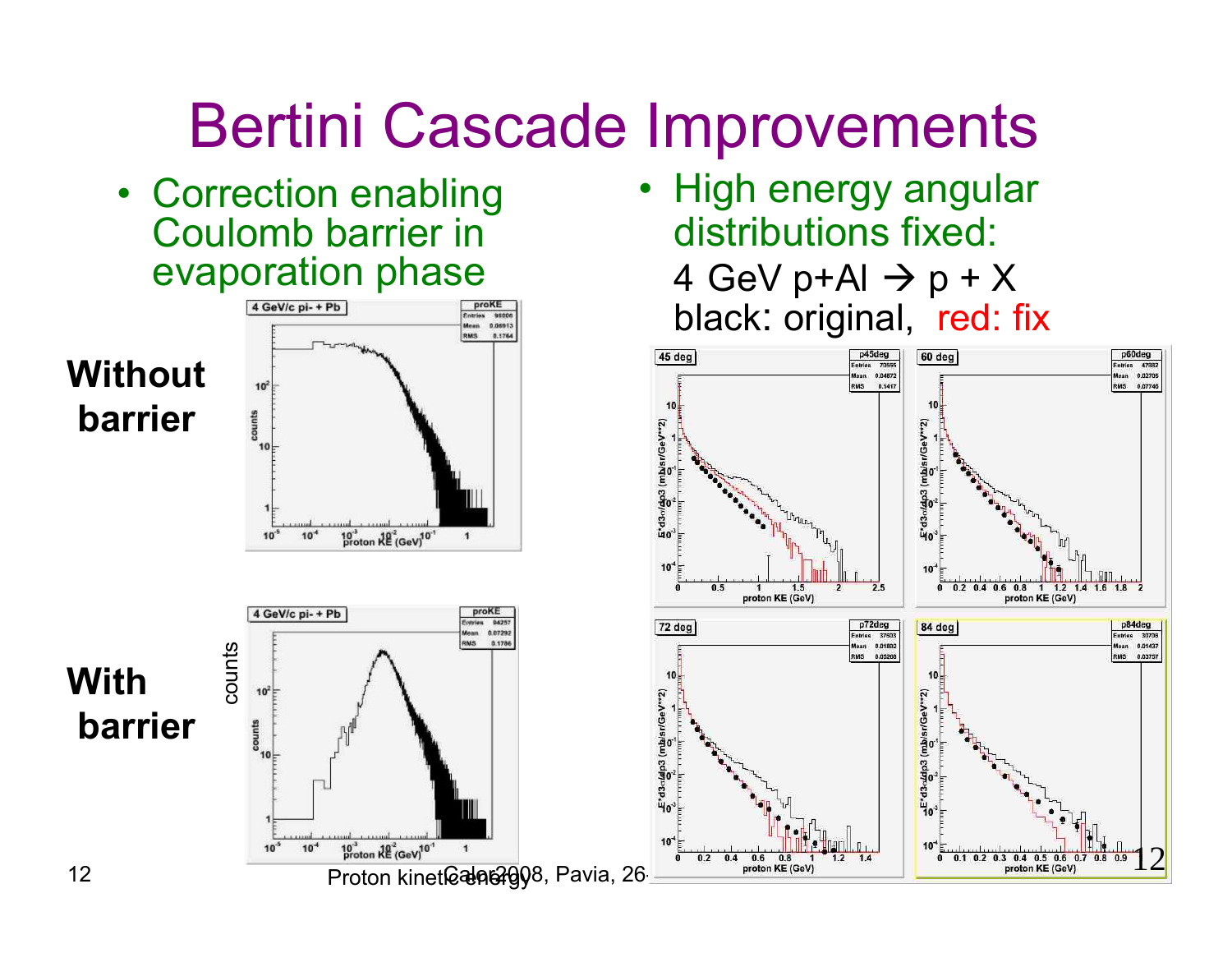# Bertini Cascade Improvements

- Correction enabling Coulomb barrier in evaporation phase

**Without barrier**

**With barrier**

Proton kinetic energy

- High energy angular distributions fixed:

4 GeV p+Al → p + X

black: original, red: fix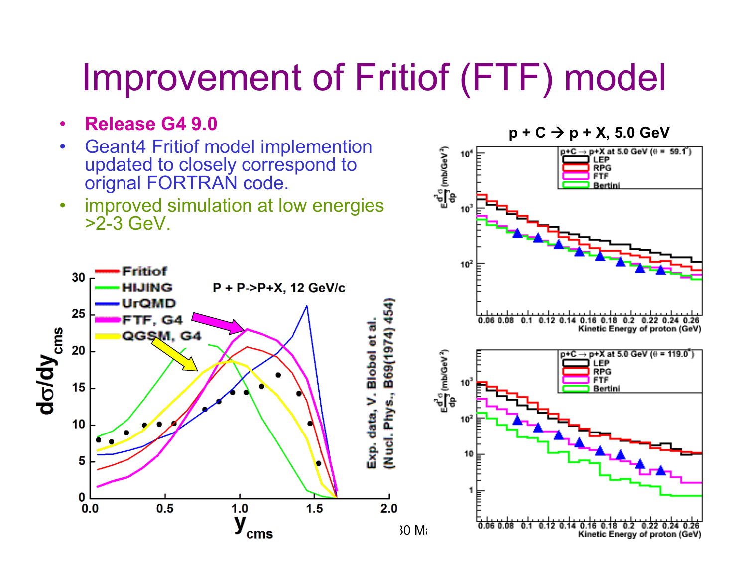# Improvement of Fritiof (FTF) model

- **Release G4 9.0**
- Geant4 Fritiof model implemention updated to closely correspond to orignal FORTRAN code.
- improved simulation at low energies >2-3 GeV.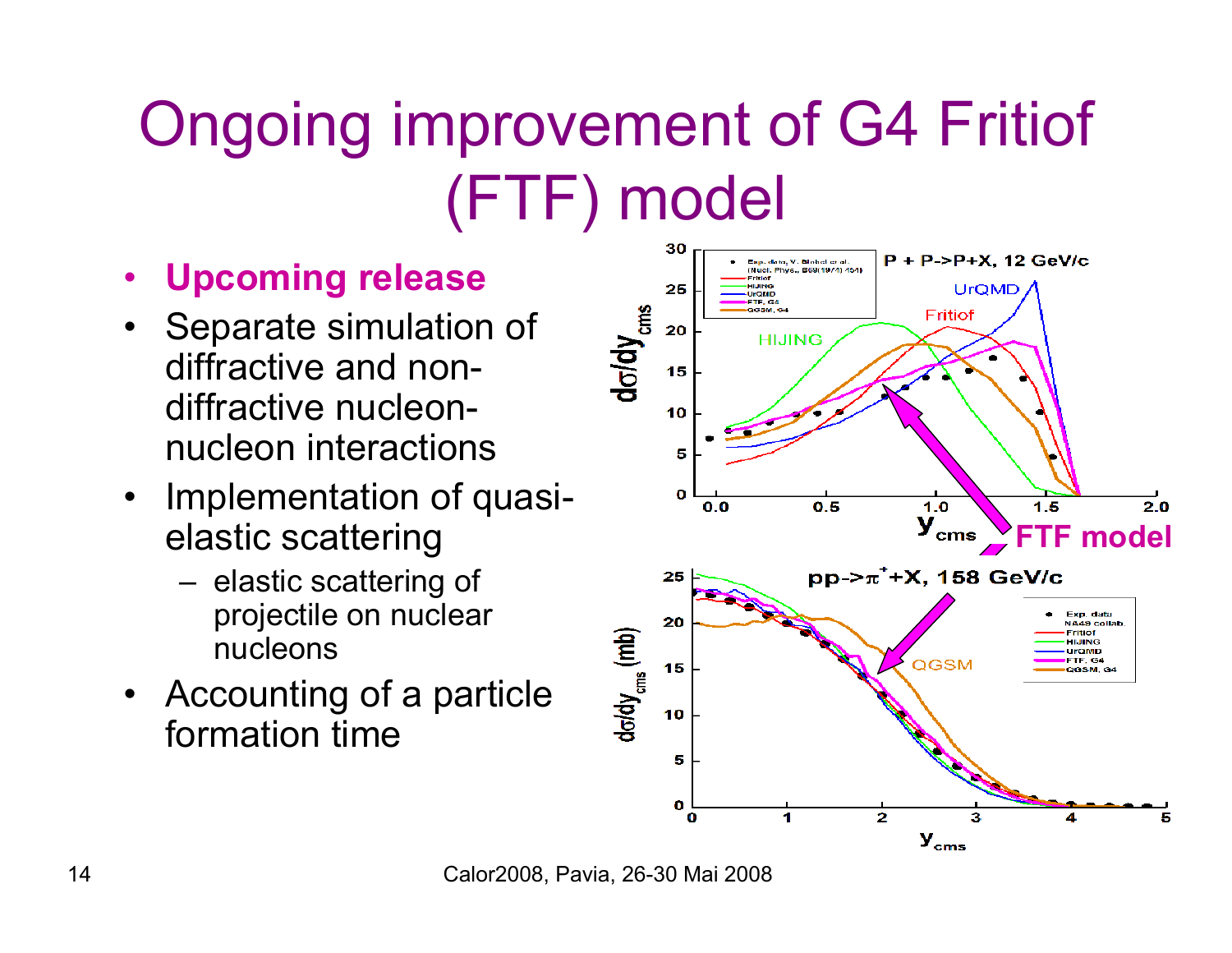# Ongoing improvement of G4 Fritiof (FTF) model

- **Upcoming release**
- Separate simulation of diffractive and non-diffractive nucleon-nucleon interactions
- Implementation of quasi-elastic scattering
  - elastic scattering of projectile on nuclear nucleons
- Accounting of a particle formation time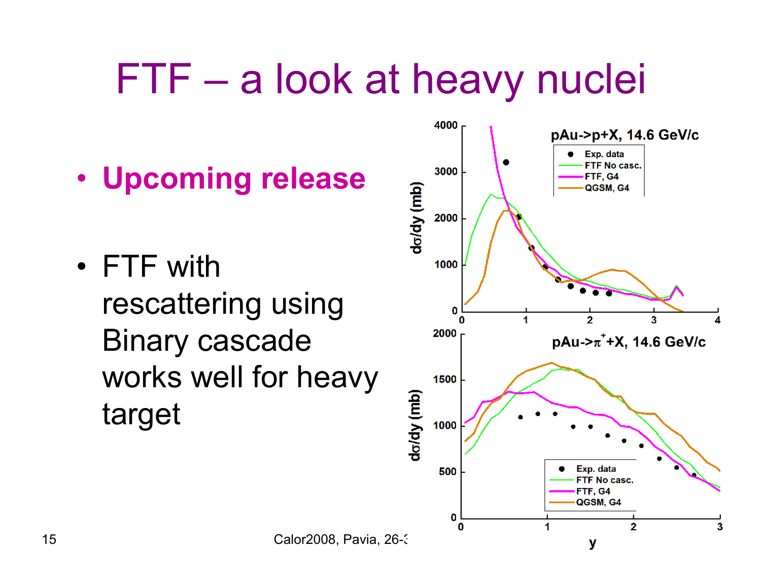# FTF – a look at heavy nuclei

- **Upcoming release**
- FTF with rescattering using Binary cascade works well for heavy target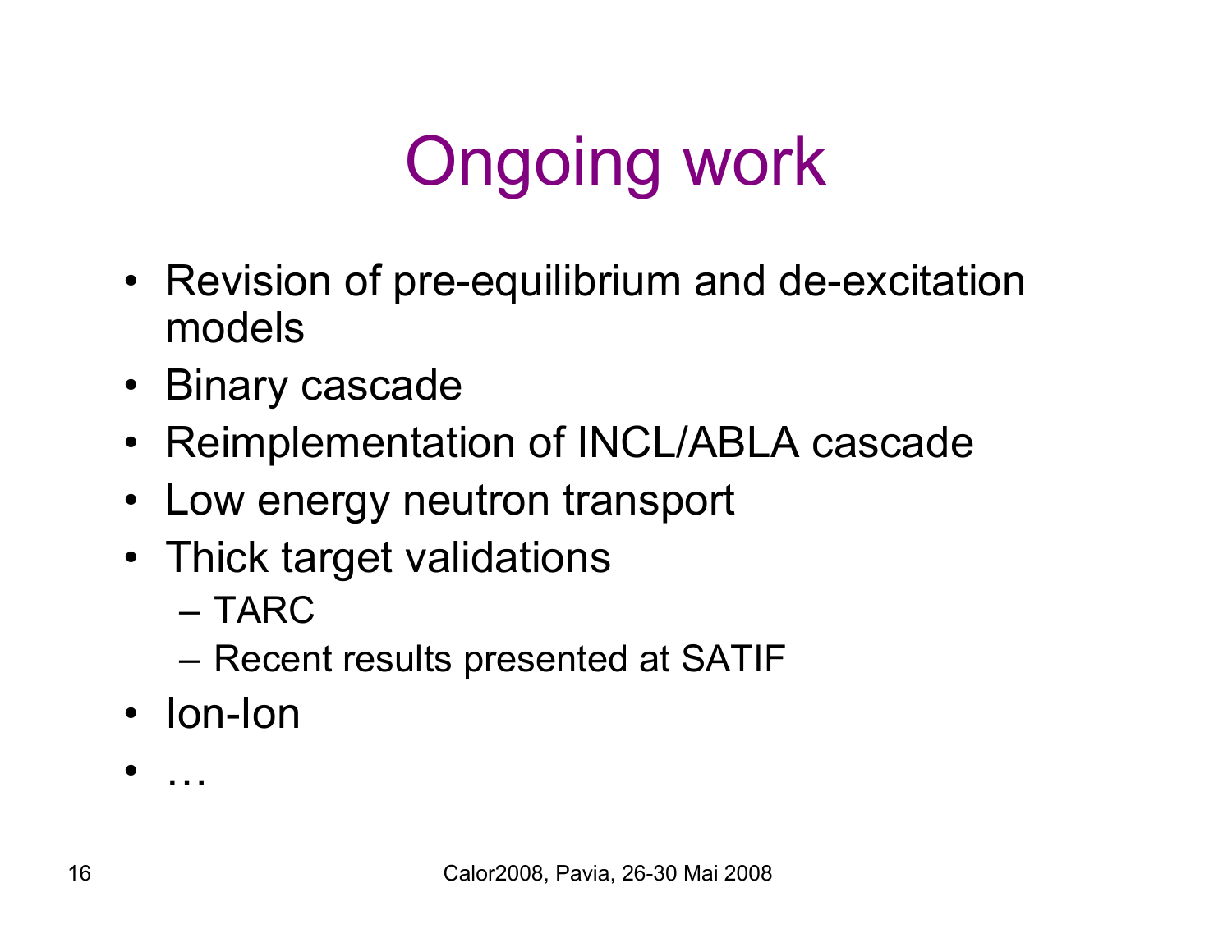# Ongoing work

- Revision of pre-equilibrium and de-excitation models
- Binary cascade
- Reimplementation of INCL/ABLA cascade
- Low energy neutron transport
- Thick target validations
  - TARC
  - Recent results presented at SATIF
- Ion-Ion
- …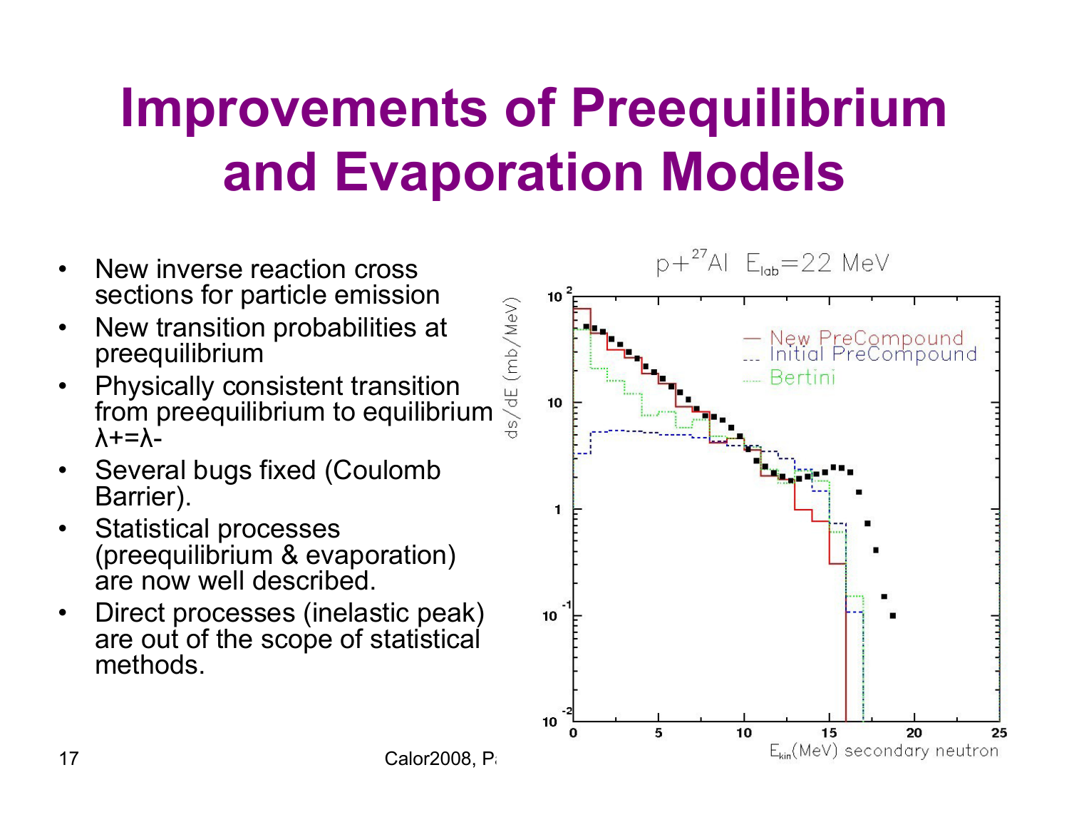# Improvements of Preequilibrium and Evaporation Models

- New inverse reaction cross sections for particle emission
- New transition probabilities at preequilibrium
- Physically consistent transition from preequilibrium to equilibrium $\lambda_+ = \lambda_-$
- Several bugs fixed (Coulomb Barrier).
- Statistical processes (preequilibrium & evaporation) are now well described.
- Direct processes (inelastic peak) are out of the scope of statistical methods.

$p + {}^{27}Al$ $E_{lab} = 22$ MeV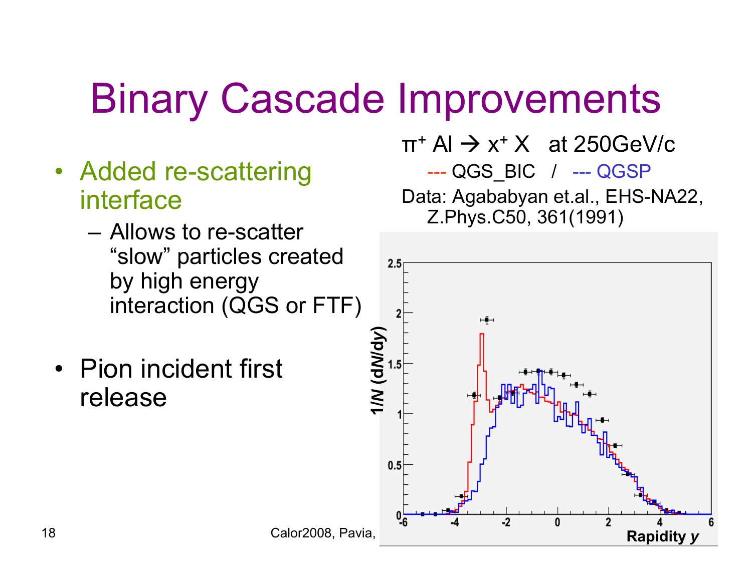# Binary Cascade Improvements

- Added re-scattering interface
  - Allows to re-scatter "slow" particles created by high energy interaction (QGS or FTF)

- Pion incident first release

$\pi^+$ Al → $x^+$ X at 250GeV/c

--- QGS_BIC / --- QGSP

Data: Agababyan et.al., EHS-NA22, Z.Phys.C50, 361(1991)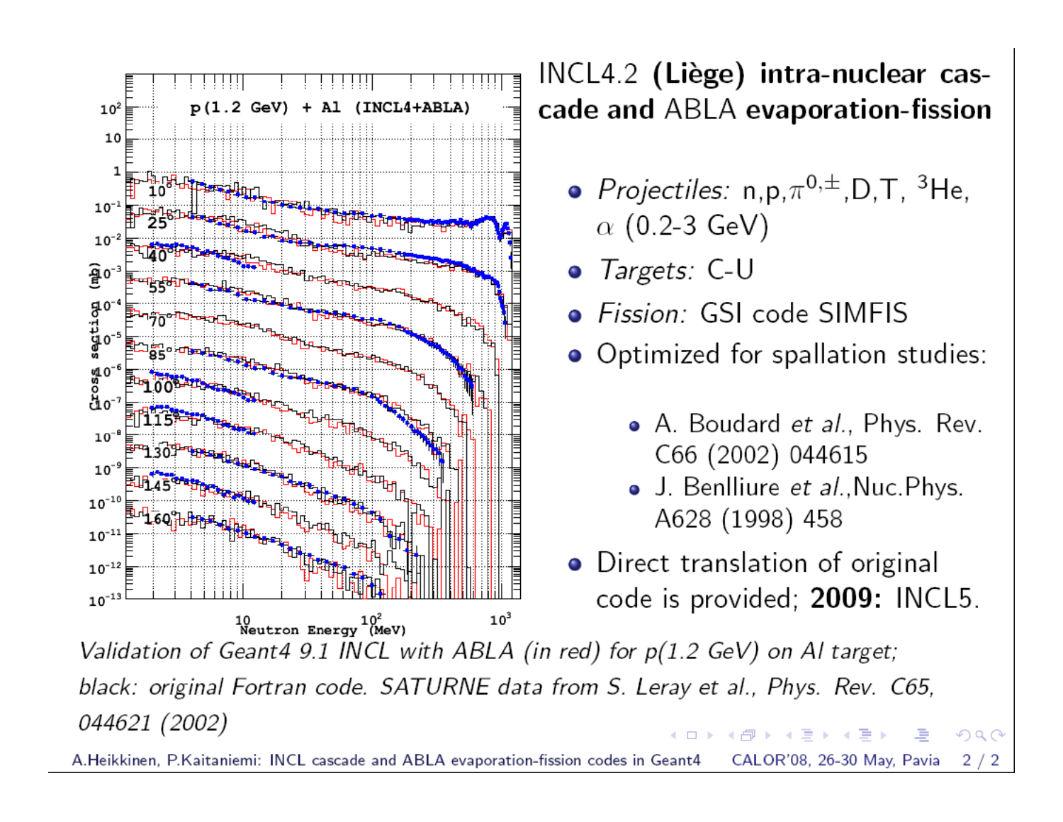## INCL4.2 (Liège) intra-nuclear cascade and ABLA evaporation-fission

- *Projectiles:* n,p,$\pi^{0,\pm}$,D,T, $^3$He, $\alpha$ (0.2-3 GeV)
- *Targets:* C-U
- *Fission:* GSI code SIMFIS
- Optimized for spallation studies:
  - A. Boudard *et al.*, Phys. Rev. C66 (2002) 044615
  - J. Benlliure *et al.*,Nuc.Phys. A628 (1998) 458
- Direct translation of original code is provided; **2009:** INCL5.

*Validation of Geant4 9.1 INCL with ABLA (in red) for p(1.2 GeV) on Al target; black: original Fortran code. SATURNE data from S. Leray et al., Phys. Rev. C65, 044621 (2002)*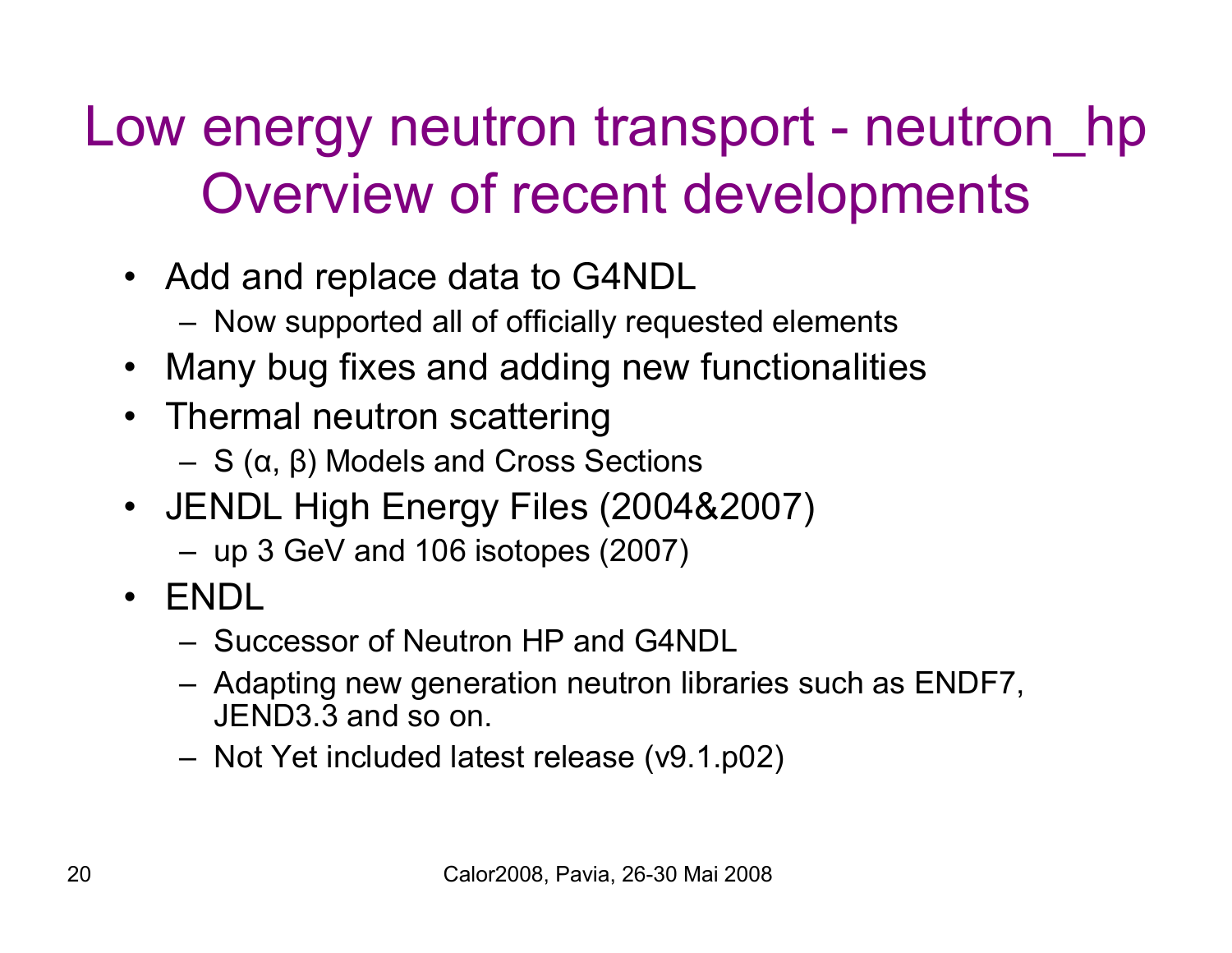# Low energy neutron transport - neutron_hp Overview of recent developments

- Add and replace data to G4NDL
  - Now supported all of officially requested elements
- Many bug fixes and adding new functionalities
- Thermal neutron scattering
  - S (α, β) Models and Cross Sections
- JENDL High Energy Files (2004&2007)
  - up 3 GeV and 106 isotopes (2007)
- ENDL
  - Successor of Neutron HP and G4NDL
  - Adapting new generation neutron libraries such as ENDF7, JEND3.3 and so on.
  - Not Yet included latest release (v9.1.p02)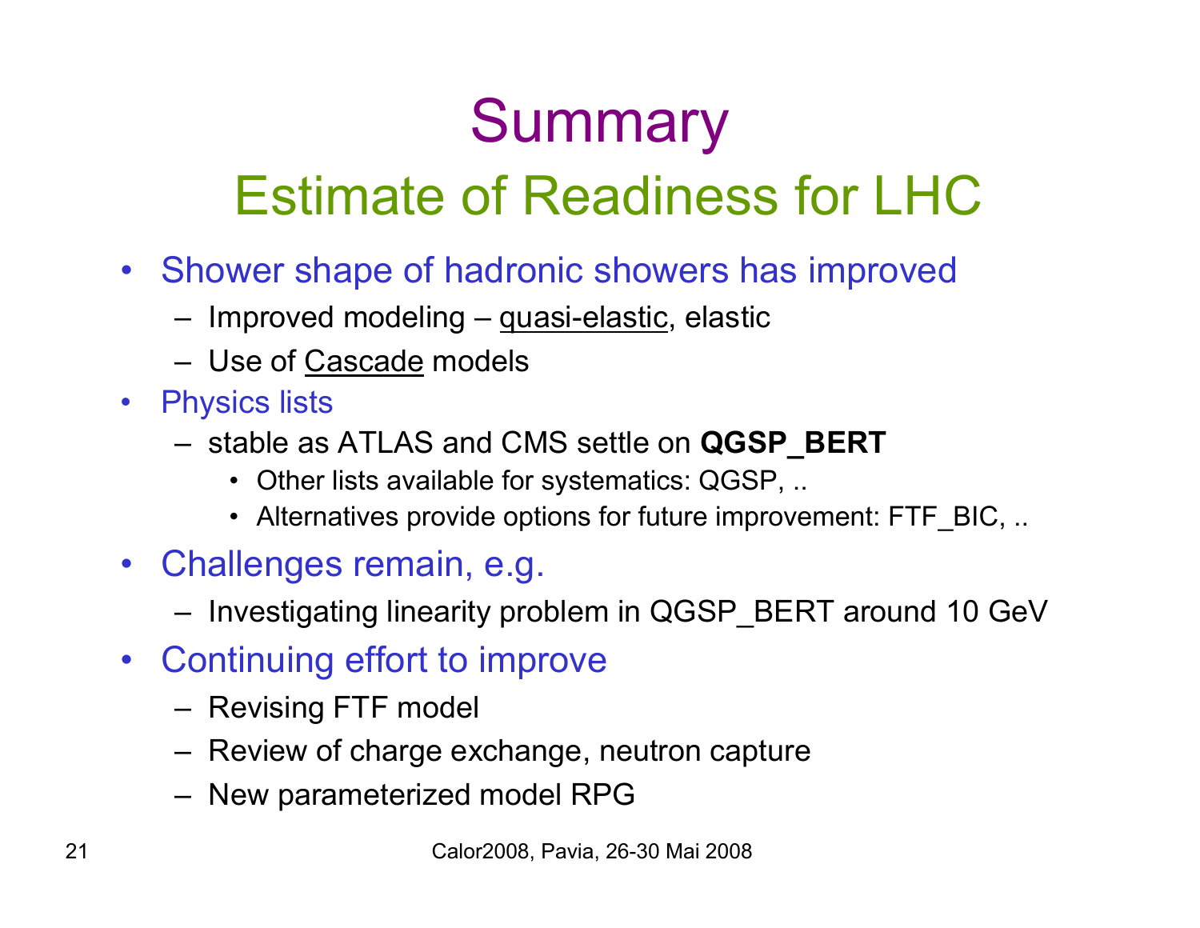# Summary

## Estimate of Readiness for LHC

- Shower shape of hadronic showers has improved
  - Improved modeling – quasi-elastic, elastic
  - Use of Cascade models
- Physics lists
  - stable as ATLAS and CMS settle on **QGSP_BERT**
    - Other lists available for systematics: QGSP, ..
    - Alternatives provide options for future improvement: FTF_BIC, ..
- Challenges remain, e.g.
  - Investigating linearity problem in QGSP_BERT around 10 GeV
- Continuing effort to improve
  - Revising FTF model
  - Review of charge exchange, neutron capture
  - New parameterized model RPG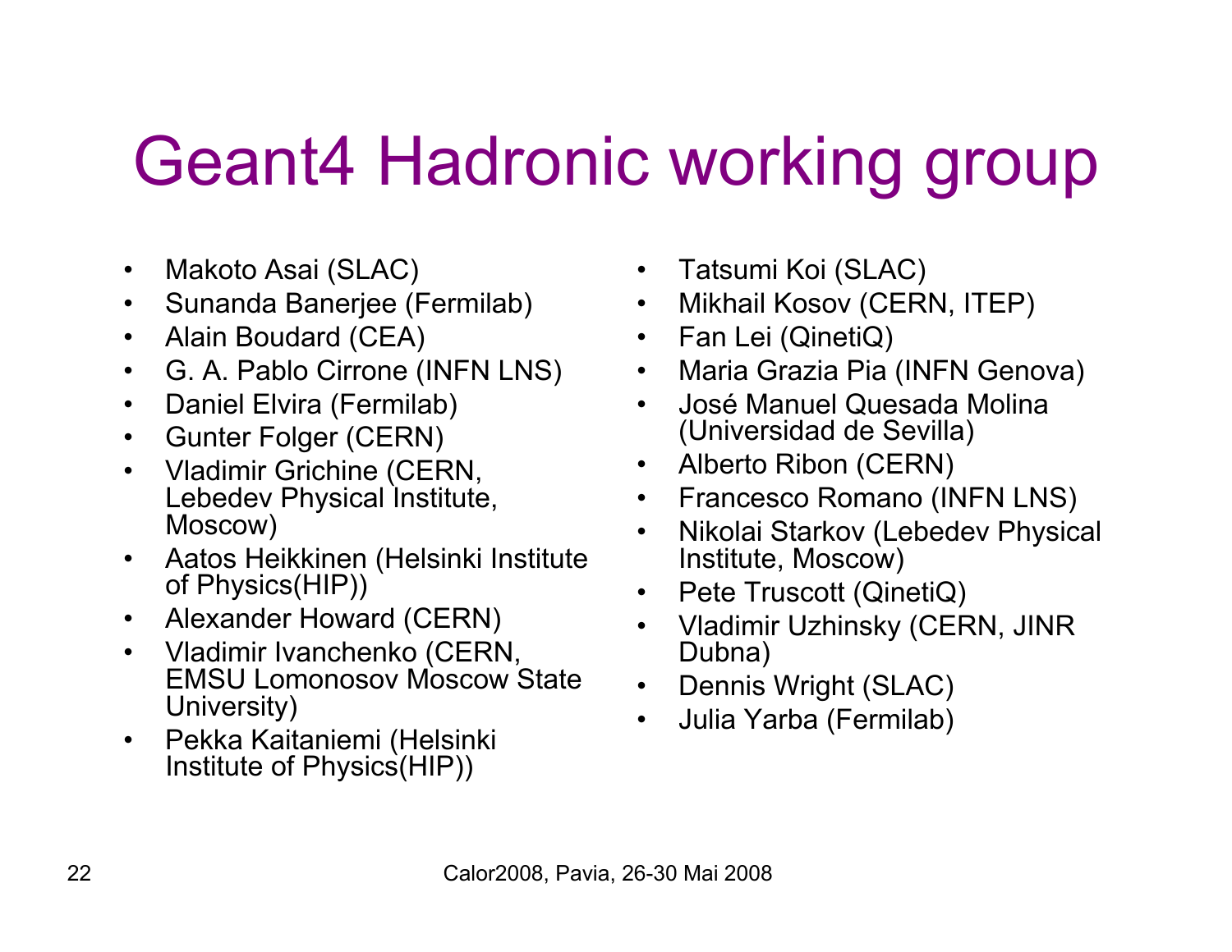# Geant4 Hadronic working group

- Makoto Asai (SLAC)
- Sunanda Banerjee (Fermilab)
- Alain Boudard (CEA)
- G. A. Pablo Cirrone (INFN LNS)
- Daniel Elvira (Fermilab)
- Gunter Folger (CERN)
- Vladimir Grichine (CERN, Lebedev Physical Institute, Moscow)
- Aatos Heikkinen (Helsinki Institute of Physics(HIP))
- Alexander Howard (CERN)
- Vladimir Ivanchenko (CERN, EMSU Lomonosov Moscow State University)
- Pekka Kaitaniemi (Helsinki Institute of Physics(HIP))
- Tatsumi Koi (SLAC)
- Mikhail Kosov (CERN, ITEP)
- Fan Lei (QinetiQ)
- Maria Grazia Pia (INFN Genova)
- José Manuel Quesada Molina (Universidad de Sevilla)
- Alberto Ribon (CERN)
- Francesco Romano (INFN LNS)
- Nikolai Starkov (Lebedev Physical Institute, Moscow)
- Pete Truscott (QinetiQ)
- Vladimir Uzhinsky (CERN, JINR Dubna)
- Dennis Wright (SLAC)
- Julia Yarba (Fermilab)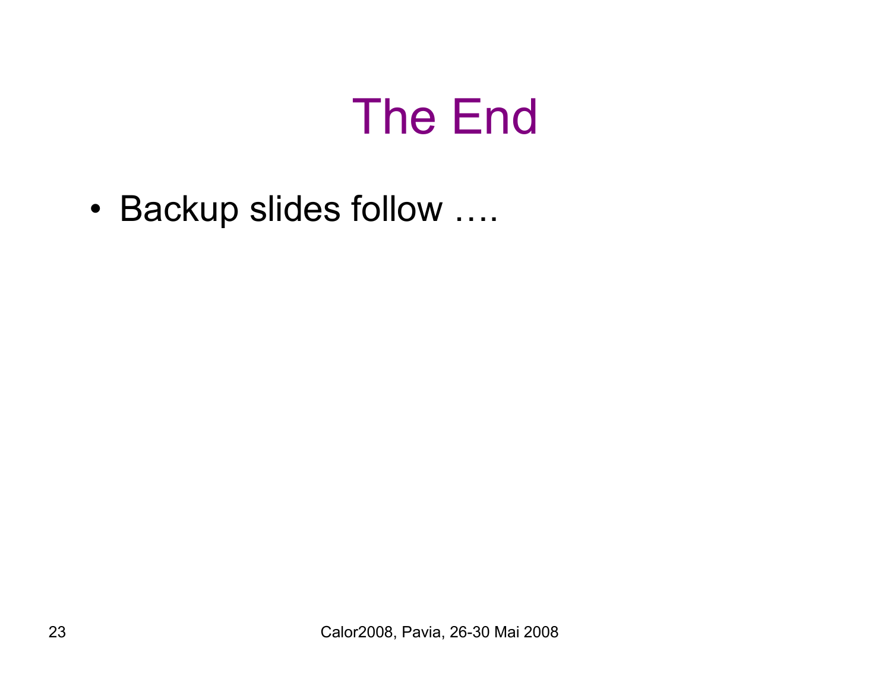# The End

- Backup slides follow ….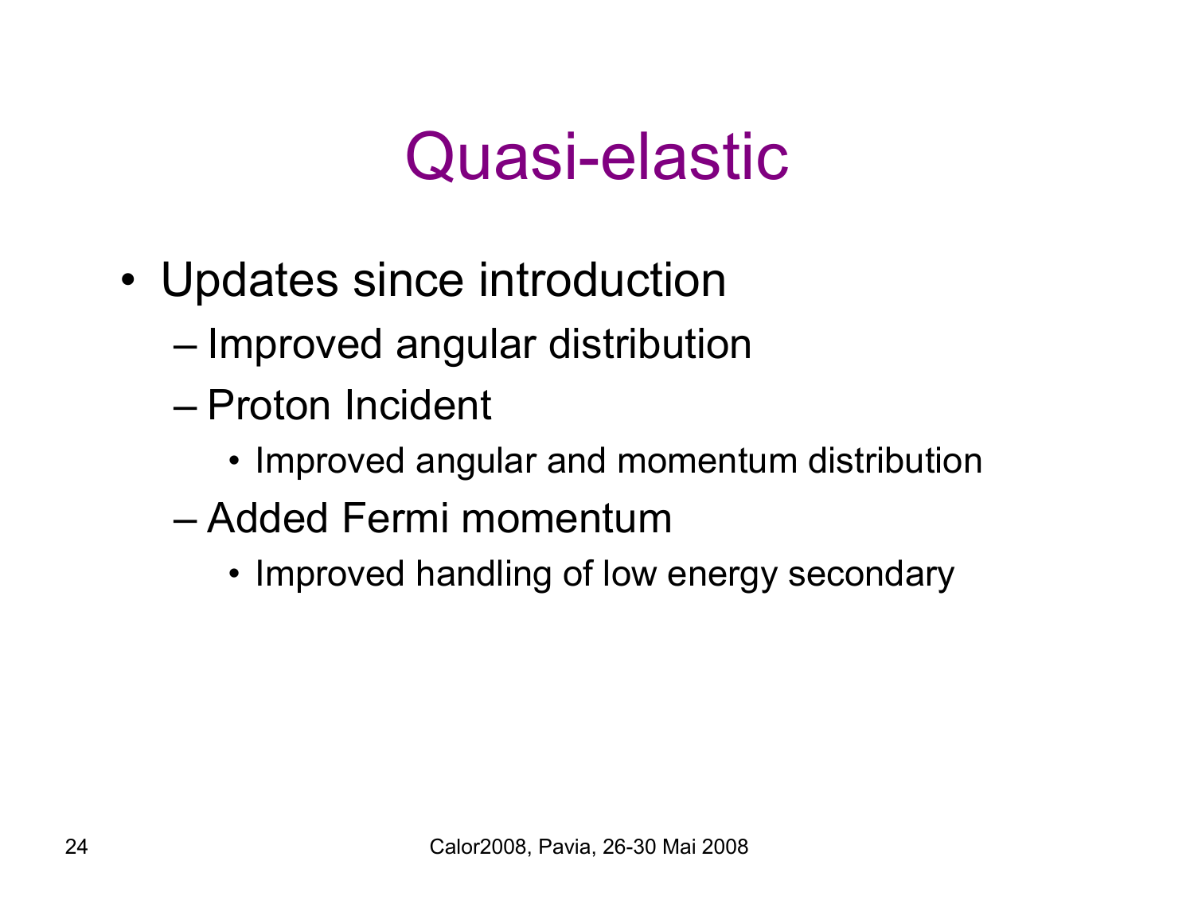# Quasi-elastic

- Updates since introduction
  - Improved angular distribution
  - Proton Incident
    - Improved angular and momentum distribution
  - Added Fermi momentum
    - Improved handling of low energy secondary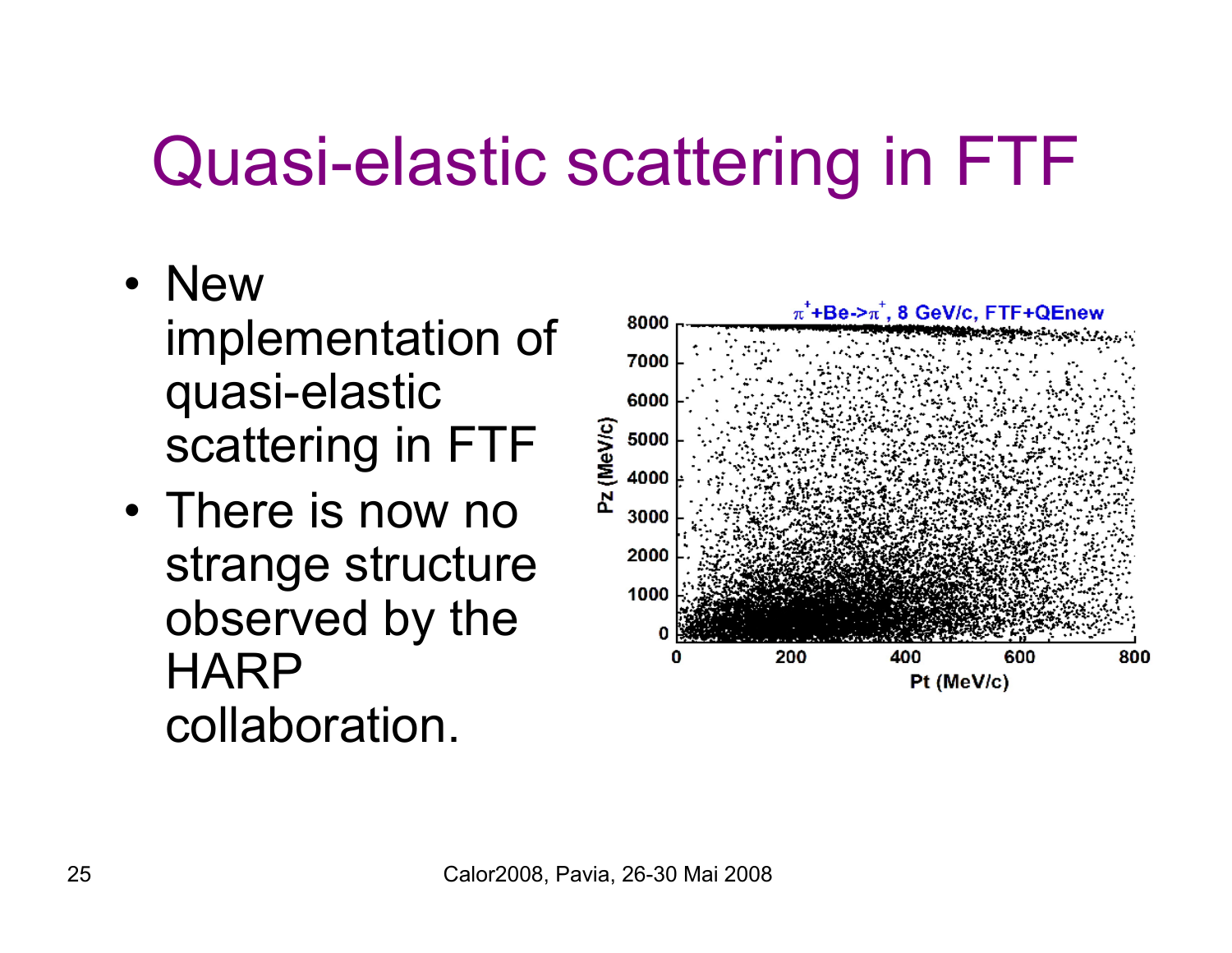# Quasi-elastic scattering in FTF

- New implementation of quasi-elastic scattering in FTF
- There is now no strange structure observed by the HARP collaboration.

$\pi^+$+Be->$\pi^+$, 8 GeV/c, FTF+QEnew

Pz (MeV/c)

8000
7000
6000
5000
4000
3000
2000
1000
0

0
200
400
600
800

Pt (MeV/c)

Calor2008, Pavia, 26-30 Mai 2008